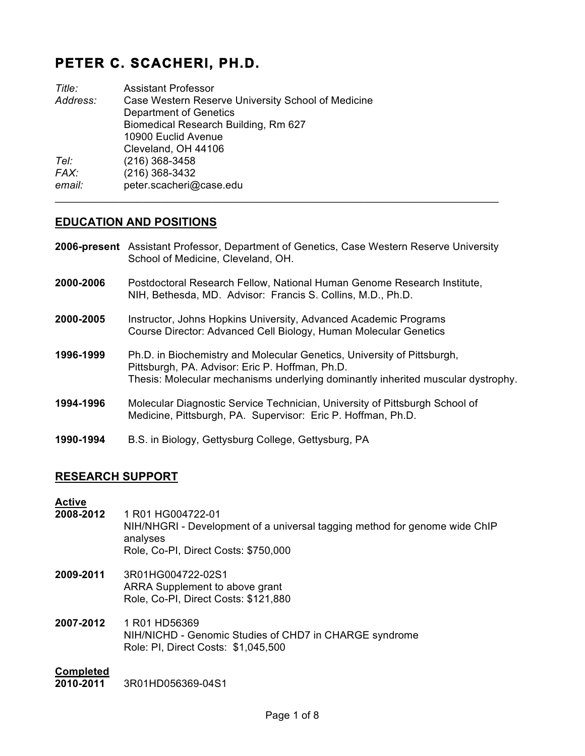# PETER C. SCACHERI, PH.D.

*Title:* Assistant Professor
*Address:* Case Western Reserve University School of Medicine
Department of Genetics
Biomedical Research Building, Rm 627
10900 Euclid Avenue
Cleveland, OH 44106
*Tel:* (216) 368-3458
*FAX:* (216) 368-3432
*email:* peter.scacheri@case.edu

---

## EDUCATION AND POSITIONS

**2006-present** Assistant Professor, Department of Genetics, Case Western Reserve University School of Medicine, Cleveland, OH.

**2000-2006** Postdoctoral Research Fellow, National Human Genome Research Institute, NIH, Bethesda, MD. Advisor: Francis S. Collins, M.D., Ph.D.

**2000-2005** Instructor, Johns Hopkins University, Advanced Academic Programs
Course Director: Advanced Cell Biology, Human Molecular Genetics

**1996-1999** Ph.D. in Biochemistry and Molecular Genetics, University of Pittsburgh, Pittsburgh, PA. Advisor: Eric P. Hoffman, Ph.D.
Thesis: Molecular mechanisms underlying dominantly inherited muscular dystrophy.

**1994-1996** Molecular Diagnostic Service Technician, University of Pittsburgh School of Medicine, Pittsburgh, PA. Supervisor: Eric P. Hoffman, Ph.D.

**1990-1994** B.S. in Biology, Gettysburg College, Gettysburg, PA

## RESEARCH SUPPORT

**Active**

**2008-2012** 1 R01 HG004722-01
NIH/NHGRI - Development of a universal tagging method for genome wide ChIP analyses
Role, Co-PI, Direct Costs: $750,000

**2009-2011** 3R01HG004722-02S1
ARRA Supplement to above grant
Role, Co-PI, Direct Costs: $121,880

**2007-2012** 1 R01 HD56369
NIH/NICHD - Genomic Studies of CHD7 in CHARGE syndrome
Role: PI, Direct Costs: $1,045,500

**Completed**

**2010-2011** 3R01HD056369-04S1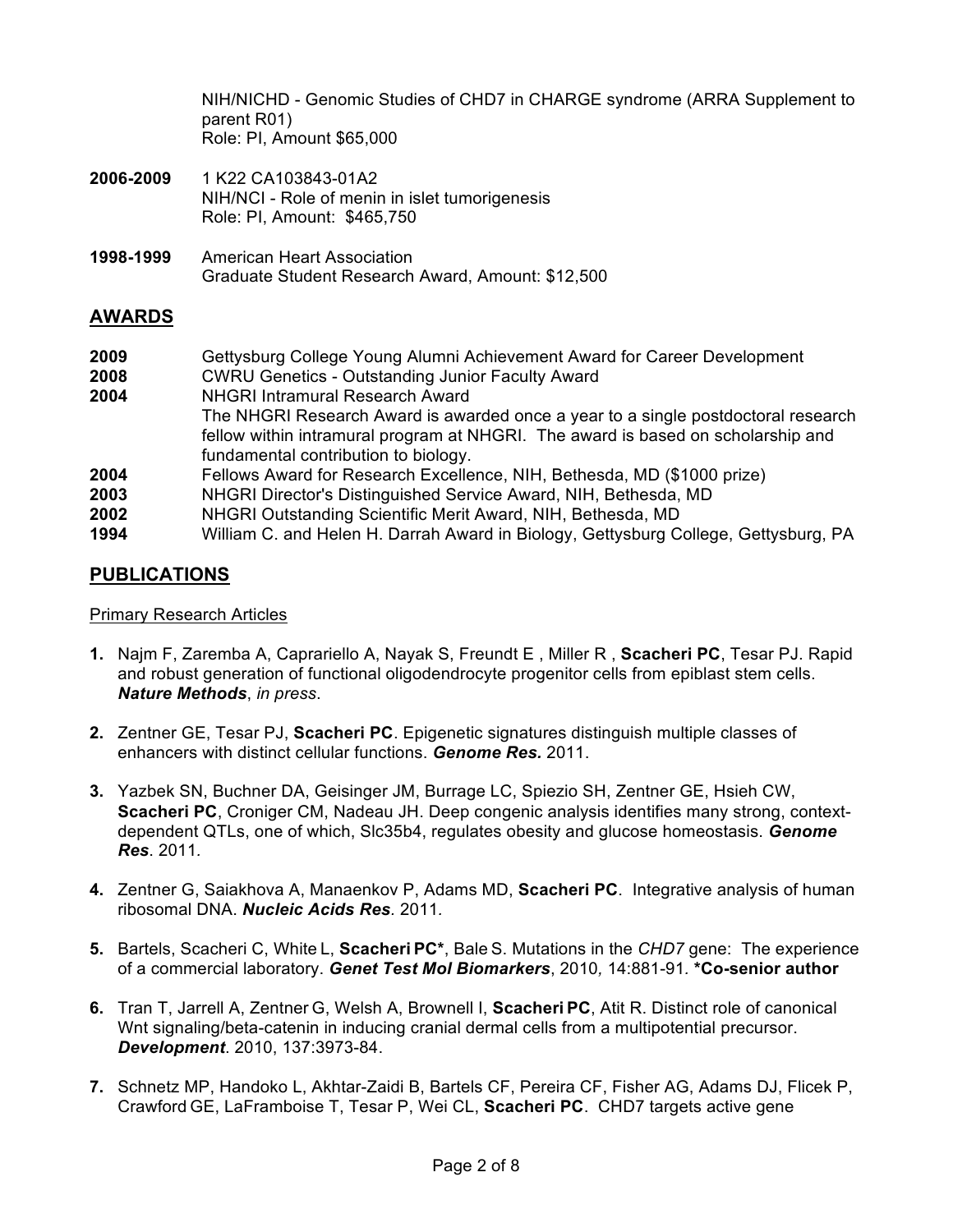NIH/NICHD - Genomic Studies of CHD7 in CHARGE syndrome (ARRA Supplement to parent R01)
Role: PI, Amount $65,000

**2006-2009** 1 K22 CA103843-01A2
NIH/NCI - Role of menin in islet tumorigenesis
Role: PI, Amount: $465,750

**1998-1999** American Heart Association
Graduate Student Research Award, Amount: $12,500

## AWARDS

**2009** Gettysburg College Young Alumni Achievement Award for Career Development
**2008** CWRU Genetics - Outstanding Junior Faculty Award
**2004** NHGRI Intramural Research Award
The NHGRI Research Award is awarded once a year to a single postdoctoral research fellow within intramural program at NHGRI. The award is based on scholarship and fundamental contribution to biology.
**2004** Fellows Award for Research Excellence, NIH, Bethesda, MD ($1000 prize)
**2003** NHGRI Director's Distinguished Service Award, NIH, Bethesda, MD
**2002** NHGRI Outstanding Scientific Merit Award, NIH, Bethesda, MD
**1994** William C. and Helen H. Darrah Award in Biology, Gettysburg College, Gettysburg, PA

## PUBLICATIONS

Primary Research Articles

**1.** Najm F, Zaremba A, Caprariello A, Nayak S, Freundt E , Miller R , **Scacheri PC**, Tesar PJ. Rapid and robust generation of functional oligodendrocyte progenitor cells from epiblast stem cells. ***Nature Methods***, *in press*.

**2.** Zentner GE, Tesar PJ, **Scacheri PC**. Epigenetic signatures distinguish multiple classes of enhancers with distinct cellular functions. ***Genome Res.*** 2011.

**3.** Yazbek SN, Buchner DA, Geisinger JM, Burrage LC, Spiezio SH, Zentner GE, Hsieh CW, **Scacheri PC**, Croniger CM, Nadeau JH. Deep congenic analysis identifies many strong, context-dependent QTLs, one of which, Slc35b4, regulates obesity and glucose homeostasis. ***Genome Res***. 2011.

**4.** Zentner G, Saiakhova A, Manaenkov P, Adams MD, **Scacheri PC**. Integrative analysis of human ribosomal DNA. ***Nucleic Acids Res***. 2011.

**5.** Bartels, Scacheri C, White L, **Scacheri PC***, Bale S. Mutations in the *CHD7* gene: The experience of a commercial laboratory. ***Genet Test Mol Biomarkers***, 2010, 14:881-91. ***Co-senior author**

**6.** Tran T, Jarrell A, Zentner G, Welsh A, Brownell I, **Scacheri PC**, Atit R. Distinct role of canonical Wnt signaling/beta-catenin in inducing cranial dermal cells from a multipotential precursor. ***Development***. 2010, 137:3973-84.

**7.** Schnetz MP, Handoko L, Akhtar-Zaidi B, Bartels CF, Pereira CF, Fisher AG, Adams DJ, Flicek P, Crawford GE, LaFramboise T, Tesar P, Wei CL, **Scacheri PC**. CHD7 targets active gene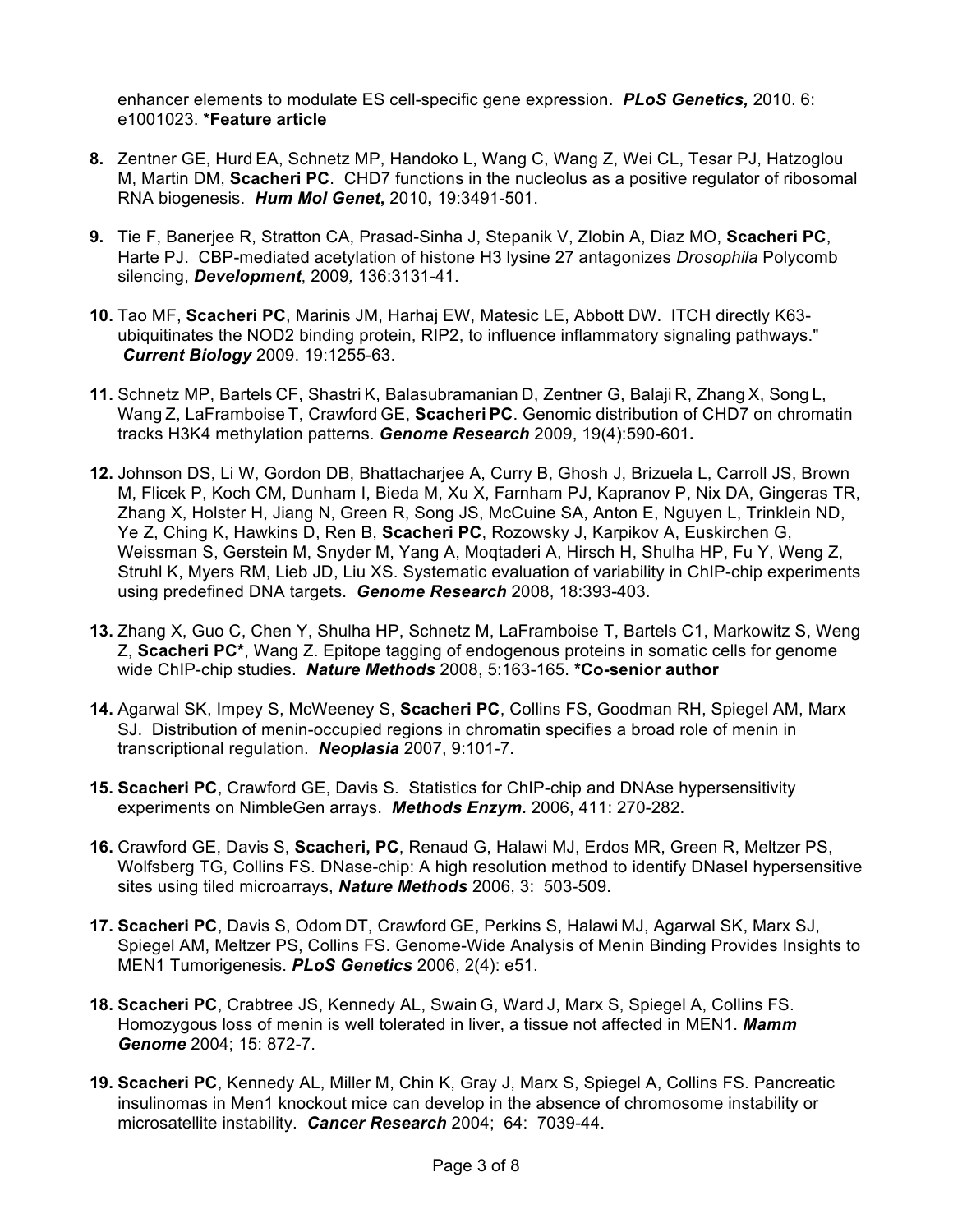enhancer elements to modulate ES cell-specific gene expression. ***PLoS Genetics,*** 2010. 6: e1001023. ***Feature article**

**8.** Zentner GE, Hurd EA, Schnetz MP, Handoko L, Wang C, Wang Z, Wei CL, Tesar PJ, Hatzoglou M, Martin DM, **Scacheri PC**. CHD7 functions in the nucleolus as a positive regulator of ribosomal RNA biogenesis. ***Hum Mol Genet*, **2010**,** 19:3491-501.

**9.** Tie F, Banerjee R, Stratton CA, Prasad-Sinha J, Stepanik V, Zlobin A, Diaz MO, **Scacheri PC**, Harte PJ. CBP-mediated acetylation of histone H3 lysine 27 antagonizes *Drosophila* Polycomb silencing, ***Development***, 2009*,* 136:3131-41.

**10.** Tao MF, **Scacheri PC**, Marinis JM, Harhaj EW, Matesic LE, Abbott DW. ITCH directly K63-ubiquitinates the NOD2 binding protein, RIP2, to influence inflammatory signaling pathways." ***Current Biology*** 2009. 19:1255-63.

**11.** Schnetz MP, Bartels CF, Shastri K, Balasubramanian D, Zentner G, Balaji R, Zhang X, Song L, Wang Z, LaFramboise T, Crawford GE, **Scacheri PC**. Genomic distribution of CHD7 on chromatin tracks H3K4 methylation patterns. ***Genome Research*** 2009, 19(4):590-601*.*

**12.** Johnson DS, Li W, Gordon DB, Bhattacharjee A, Curry B, Ghosh J, Brizuela L, Carroll JS, Brown M, Flicek P, Koch CM, Dunham I, Bieda M, Xu X, Farnham PJ, Kapranov P, Nix DA, Gingeras TR, Zhang X, Holster H, Jiang N, Green R, Song JS, McCuine SA, Anton E, Nguyen L, Trinklein ND, Ye Z, Ching K, Hawkins D, Ren B, **Scacheri PC**, Rozowsky J, Karpikov A, Euskirchen G, Weissman S, Gerstein M, Snyder M, Yang A, Moqtaderi A, Hirsch H, Shulha HP, Fu Y, Weng Z, Struhl K, Myers RM, Lieb JD, Liu XS. Systematic evaluation of variability in ChIP-chip experiments using predefined DNA targets. ***Genome Research*** 2008, 18:393-403.

**13.** Zhang X, Guo C, Chen Y, Shulha HP, Schnetz M, LaFramboise T, Bartels C1, Markowitz S, Weng Z, **Scacheri PC***, Wang Z. Epitope tagging of endogenous proteins in somatic cells for genome wide ChIP-chip studies. ***Nature Methods*** 2008, 5:163-165. ***Co-senior author**

**14.** Agarwal SK, Impey S, McWeeney S, **Scacheri PC**, Collins FS, Goodman RH, Spiegel AM, Marx SJ. Distribution of menin-occupied regions in chromatin specifies a broad role of menin in transcriptional regulation. ***Neoplasia*** 2007, 9:101-7.

**15. Scacheri PC**, Crawford GE, Davis S. Statistics for ChIP-chip and DNAse hypersensitivity experiments on NimbleGen arrays. ***Methods Enzym.*** 2006, 411: 270-282.

**16.** Crawford GE, Davis S, **Scacheri, PC**, Renaud G, Halawi MJ, Erdos MR, Green R, Meltzer PS, Wolfsberg TG, Collins FS. DNase-chip: A high resolution method to identify DNaseI hypersensitive sites using tiled microarrays, ***Nature Methods*** 2006, 3: 503-509.

**17. Scacheri PC**, Davis S, Odom DT, Crawford GE, Perkins S, Halawi MJ, Agarwal SK, Marx SJ, Spiegel AM, Meltzer PS, Collins FS. Genome-Wide Analysis of Menin Binding Provides Insights to MEN1 Tumorigenesis. ***PLoS Genetics*** 2006, 2(4): e51.

**18. Scacheri PC**, Crabtree JS, Kennedy AL, Swain G, Ward J, Marx S, Spiegel A, Collins FS. Homozygous loss of menin is well tolerated in liver, a tissue not affected in MEN1. ***Mamm Genome*** 2004; 15: 872-7.

**19. Scacheri PC**, Kennedy AL, Miller M, Chin K, Gray J, Marx S, Spiegel A, Collins FS. Pancreatic insulinomas in Men1 knockout mice can develop in the absence of chromosome instability or microsatellite instability. ***Cancer Research*** 2004; 64: 7039-44.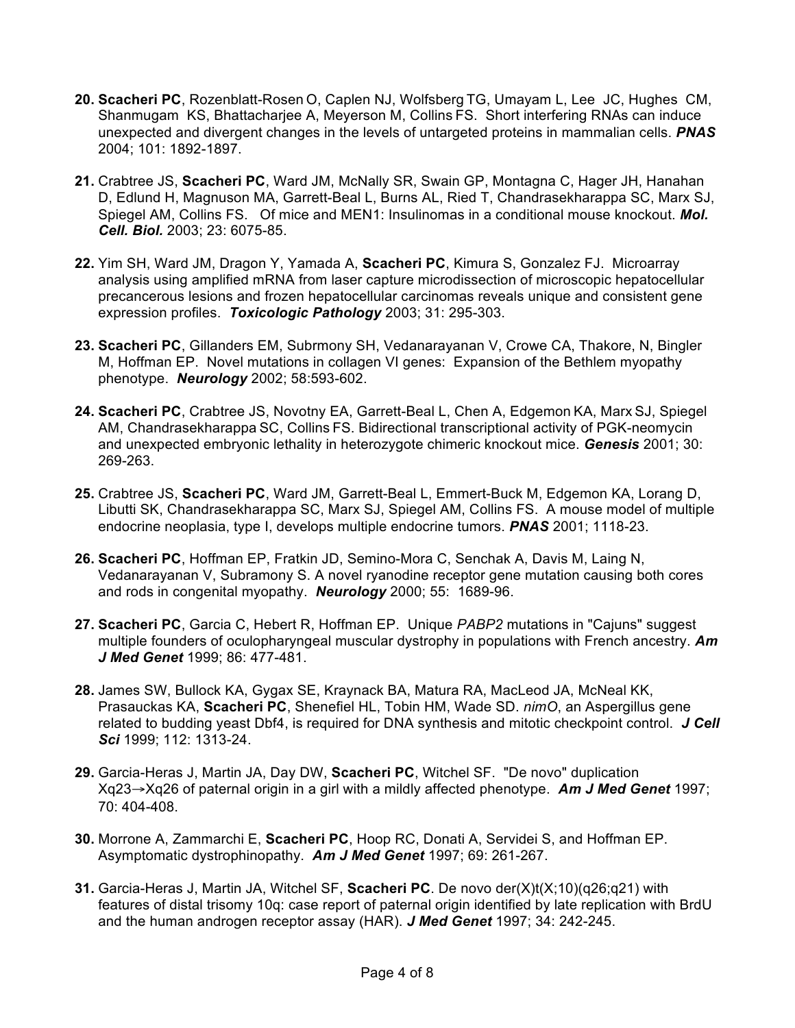20. **Scacheri PC**, Rozenblatt-Rosen O, Caplen NJ, Wolfsberg TG, Umayam L, Lee JC, Hughes CM, Shanmugam KS, Bhattacharjee A, Meyerson M, Collins FS. Short interfering RNAs can induce unexpected and divergent changes in the levels of untargeted proteins in mammalian cells. ***PNAS*** 2004; 101: 1892-1897.

21. Crabtree JS, **Scacheri PC**, Ward JM, McNally SR, Swain GP, Montagna C, Hager JH, Hanahan D, Edlund H, Magnuson MA, Garrett-Beal L, Burns AL, Ried T, Chandrasekharappa SC, Marx SJ, Spiegel AM, Collins FS. Of mice and MEN1: Insulinomas in a conditional mouse knockout. ***Mol. Cell. Biol.*** 2003; 23: 6075-85.

22. Yim SH, Ward JM, Dragon Y, Yamada A, **Scacheri PC**, Kimura S, Gonzalez FJ. Microarray analysis using amplified mRNA from laser capture microdissection of microscopic hepatocellular precancerous lesions and frozen hepatocellular carcinomas reveals unique and consistent gene expression profiles. ***Toxicologic Pathology*** 2003; 31: 295-303.

23. **Scacheri PC**, Gillanders EM, Subrmony SH, Vedanarayanan V, Crowe CA, Thakore, N, Bingler M, Hoffman EP. Novel mutations in collagen VI genes: Expansion of the Bethlem myopathy phenotype. ***Neurology*** 2002; 58:593-602.

24. **Scacheri PC**, Crabtree JS, Novotny EA, Garrett-Beal L, Chen A, Edgemon KA, Marx SJ, Spiegel AM, Chandrasekharappa SC, Collins FS. Bidirectional transcriptional activity of PGK-neomycin and unexpected embryonic lethality in heterozygote chimeric knockout mice. ***Genesis*** 2001; 30: 269-263.

25. Crabtree JS, **Scacheri PC**, Ward JM, Garrett-Beal L, Emmert-Buck M, Edgemon KA, Lorang D, Libutti SK, Chandrasekharappa SC, Marx SJ, Spiegel AM, Collins FS. A mouse model of multiple endocrine neoplasia, type I, develops multiple endocrine tumors. ***PNAS*** 2001; 1118-23.

26. **Scacheri PC**, Hoffman EP, Fratkin JD, Semino-Mora C, Senchak A, Davis M, Laing N, Vedanarayanan V, Subramony S. A novel ryanodine receptor gene mutation causing both cores and rods in congenital myopathy. ***Neurology*** 2000; 55: 1689-96.

27. **Scacheri PC**, Garcia C, Hebert R, Hoffman EP. Unique *PABP2* mutations in "Cajuns" suggest multiple founders of oculopharyngeal muscular dystrophy in populations with French ancestry. ***Am J Med Genet*** 1999; 86: 477-481.

28. James SW, Bullock KA, Gygax SE, Kraynack BA, Matura RA, MacLeod JA, McNeal KK, Prasauckas KA, **Scacheri PC**, Shenefiel HL, Tobin HM, Wade SD. *nimO*, an Aspergillus gene related to budding yeast Dbf4, is required for DNA synthesis and mitotic checkpoint control. ***J Cell Sci*** 1999; 112: 1313-24.

29. Garcia-Heras J, Martin JA, Day DW, **Scacheri PC**, Witchel SF. "De novo" duplication Xq23→Xq26 of paternal origin in a girl with a mildly affected phenotype. ***Am J Med Genet*** 1997; 70: 404-408.

30. Morrone A, Zammarchi E, **Scacheri PC**, Hoop RC, Donati A, Servidei S, and Hoffman EP. Asymptomatic dystrophinopathy. ***Am J Med Genet*** 1997; 69: 261-267.

31. Garcia-Heras J, Martin JA, Witchel SF, **Scacheri PC**. De novo der(X)t(X;10)(q26;q21) with features of distal trisomy 10q: case report of paternal origin identified by late replication with BrdU and the human androgen receptor assay (HAR). ***J Med Genet*** 1997; 34: 242-245.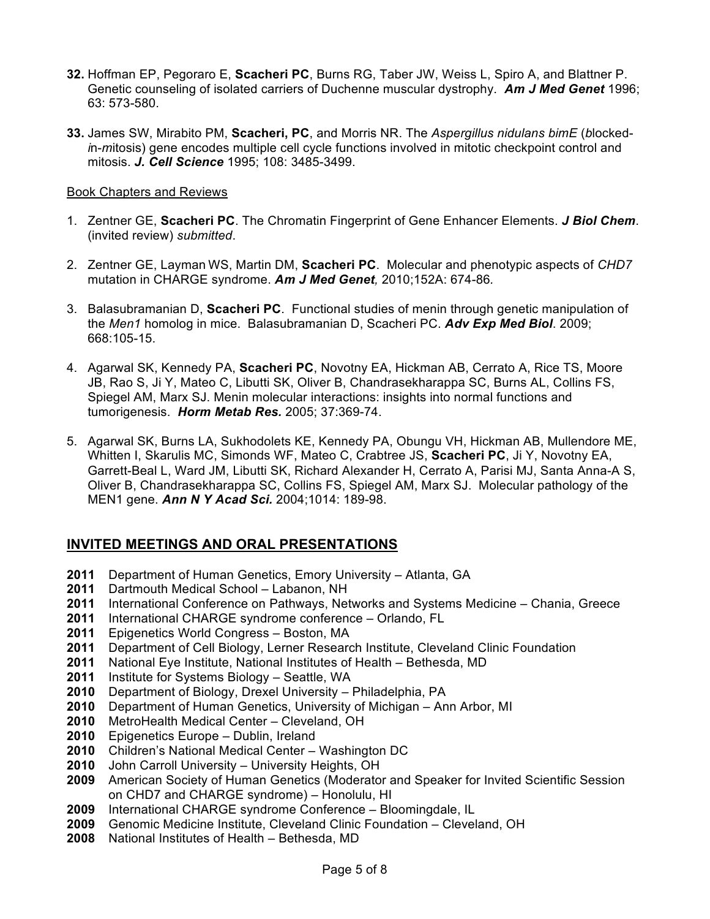**32.** Hoffman EP, Pegoraro E, **Scacheri PC**, Burns RG, Taber JW, Weiss L, Spiro A, and Blattner P. Genetic counseling of isolated carriers of Duchenne muscular dystrophy. ***Am J Med Genet*** 1996; 63: 573-580.

**33.** James SW, Mirabito PM, **Scacheri, PC**, and Morris NR. The *Aspergillus nidulans bimE* (*b*locked-*i*n-*m*itosis) gene encodes multiple cell cycle functions involved in mitotic checkpoint control and mitosis. ***J. Cell Science*** 1995; 108: 3485-3499.

Book Chapters and Reviews

1. Zentner GE, **Scacheri PC**. The Chromatin Fingerprint of Gene Enhancer Elements. ***J Biol Chem***. (invited review) *submitted*.

2. Zentner GE, Layman WS, Martin DM, **Scacheri PC**. Molecular and phenotypic aspects of *CHD7* mutation in CHARGE syndrome. ***Am J Med Genet,*** 2010;152A: 674-86.

3. Balasubramanian D, **Scacheri PC**. Functional studies of menin through genetic manipulation of the *Men1* homolog in mice. Balasubramanian D, Scacheri PC. ***Adv Exp Med Biol***. 2009; 668:105-15.

4. Agarwal SK, Kennedy PA, **Scacheri PC**, Novotny EA, Hickman AB, Cerrato A, Rice TS, Moore JB, Rao S, Ji Y, Mateo C, Libutti SK, Oliver B, Chandrasekharappa SC, Burns AL, Collins FS, Spiegel AM, Marx SJ. Menin molecular interactions: insights into normal functions and tumorigenesis. ***Horm Metab Res.*** 2005; 37:369-74.

5. Agarwal SK, Burns LA, Sukhodolets KE, Kennedy PA, Obungu VH, Hickman AB, Mullendore ME, Whitten I, Skarulis MC, Simonds WF, Mateo C, Crabtree JS, **Scacheri PC**, Ji Y, Novotny EA, Garrett-Beal L, Ward JM, Libutti SK, Richard Alexander H, Cerrato A, Parisi MJ, Santa Anna-A S, Oliver B, Chandrasekharappa SC, Collins FS, Spiegel AM, Marx SJ. Molecular pathology of the MEN1 gene. ***Ann N Y Acad Sci.*** 2004;1014: 189-98.

## INVITED MEETINGS AND ORAL PRESENTATIONS

**2011** Department of Human Genetics, Emory University – Atlanta, GA
**2011** Dartmouth Medical School – Labanon, NH
**2011** International Conference on Pathways, Networks and Systems Medicine – Chania, Greece
**2011** International CHARGE syndrome conference – Orlando, FL
**2011** Epigenetics World Congress – Boston, MA
**2011** Department of Cell Biology, Lerner Research Institute, Cleveland Clinic Foundation
**2011** National Eye Institute, National Institutes of Health – Bethesda, MD
**2011** Institute for Systems Biology – Seattle, WA
**2010** Department of Biology, Drexel University – Philadelphia, PA
**2010** Department of Human Genetics, University of Michigan – Ann Arbor, MI
**2010** MetroHealth Medical Center – Cleveland, OH
**2010** Epigenetics Europe – Dublin, Ireland
**2010** Children's National Medical Center – Washington DC
**2010** John Carroll University – University Heights, OH
**2009** American Society of Human Genetics (Moderator and Speaker for Invited Scientific Session on CHD7 and CHARGE syndrome) – Honolulu, HI
**2009** International CHARGE syndrome Conference – Bloomingdale, IL
**2009** Genomic Medicine Institute, Cleveland Clinic Foundation – Cleveland, OH
**2008** National Institutes of Health – Bethesda, MD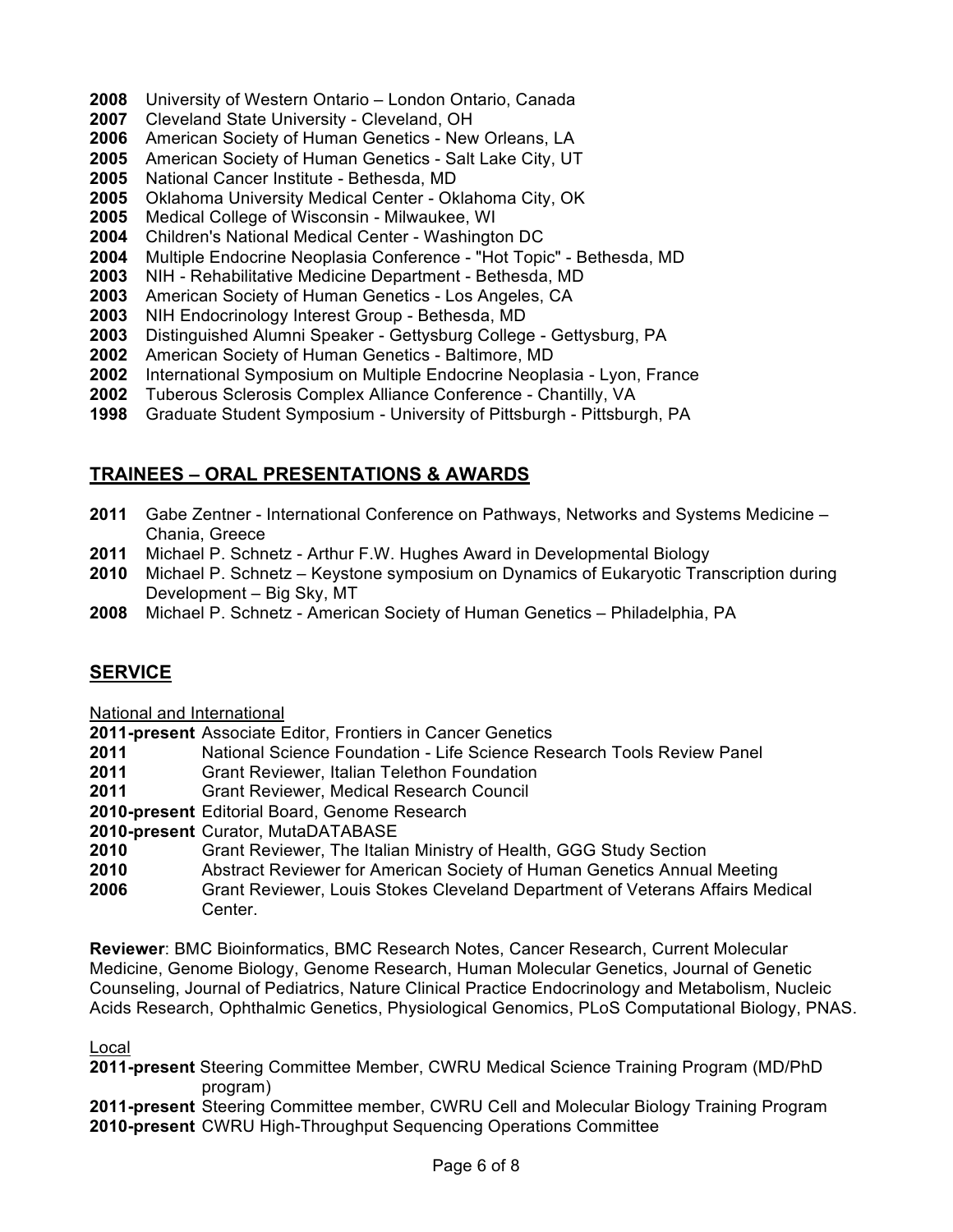**2008** University of Western Ontario – London Ontario, Canada
**2007** Cleveland State University - Cleveland, OH
**2006** American Society of Human Genetics - New Orleans, LA
**2005** American Society of Human Genetics - Salt Lake City, UT
**2005** National Cancer Institute - Bethesda, MD
**2005** Oklahoma University Medical Center - Oklahoma City, OK
**2005** Medical College of Wisconsin - Milwaukee, WI
**2004** Children's National Medical Center - Washington DC
**2004** Multiple Endocrine Neoplasia Conference - "Hot Topic" - Bethesda, MD
**2003** NIH - Rehabilitative Medicine Department - Bethesda, MD
**2003** American Society of Human Genetics - Los Angeles, CA
**2003** NIH Endocrinology Interest Group - Bethesda, MD
**2003** Distinguished Alumni Speaker - Gettysburg College - Gettysburg, PA
**2002** American Society of Human Genetics - Baltimore, MD
**2002** International Symposium on Multiple Endocrine Neoplasia - Lyon, France
**2002** Tuberous Sclerosis Complex Alliance Conference - Chantilly, VA
**1998** Graduate Student Symposium - University of Pittsburgh - Pittsburgh, PA

## TRAINEES – ORAL PRESENTATIONS & AWARDS

**2011** Gabe Zentner - International Conference on Pathways, Networks and Systems Medicine – Chania, Greece
**2011** Michael P. Schnetz - Arthur F.W. Hughes Award in Developmental Biology
**2010** Michael P. Schnetz – Keystone symposium on Dynamics of Eukaryotic Transcription during Development – Big Sky, MT
**2008** Michael P. Schnetz - American Society of Human Genetics – Philadelphia, PA

## SERVICE

National and International

**2011-present** Associate Editor, Frontiers in Cancer Genetics
**2011** National Science Foundation - Life Science Research Tools Review Panel
**2011** Grant Reviewer, Italian Telethon Foundation
**2011** Grant Reviewer, Medical Research Council
**2010-present** Editorial Board, Genome Research
**2010-present** Curator, MutaDATABASE
**2010** Grant Reviewer, The Italian Ministry of Health, GGG Study Section
**2010** Abstract Reviewer for American Society of Human Genetics Annual Meeting
**2006** Grant Reviewer, Louis Stokes Cleveland Department of Veterans Affairs Medical Center.

**Reviewer**: BMC Bioinformatics, BMC Research Notes, Cancer Research, Current Molecular Medicine, Genome Biology, Genome Research, Human Molecular Genetics, Journal of Genetic Counseling, Journal of Pediatrics, Nature Clinical Practice Endocrinology and Metabolism, Nucleic Acids Research, Ophthalmic Genetics, Physiological Genomics, PLoS Computational Biology, PNAS.

Local

**2011-present** Steering Committee Member, CWRU Medical Science Training Program (MD/PhD program)
**2011-present** Steering Committee member, CWRU Cell and Molecular Biology Training Program
**2010-present** CWRU High-Throughput Sequencing Operations Committee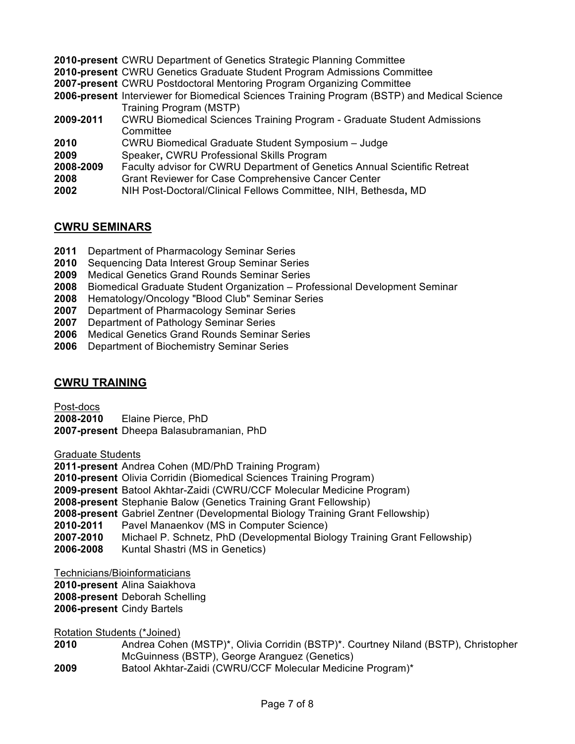**2010-present** CWRU Department of Genetics Strategic Planning Committee
**2010-present** CWRU Genetics Graduate Student Program Admissions Committee
**2007-present** CWRU Postdoctoral Mentoring Program Organizing Committee
**2006-present** Interviewer for Biomedical Sciences Training Program (BSTP) and Medical Science Training Program (MSTP)
**2009-2011** CWRU Biomedical Sciences Training Program - Graduate Student Admissions Committee
**2010** CWRU Biomedical Graduate Student Symposium – Judge
**2009** Speaker**,** CWRU Professional Skills Program
**2008-2009** Faculty advisor for CWRU Department of Genetics Annual Scientific Retreat
**2008** Grant Reviewer for Case Comprehensive Cancer Center
**2002** NIH Post-Doctoral/Clinical Fellows Committee, NIH, Bethesda**,** MD

## CWRU SEMINARS

**2011** Department of Pharmacology Seminar Series
**2010** Sequencing Data Interest Group Seminar Series
**2009** Medical Genetics Grand Rounds Seminar Series
**2008** Biomedical Graduate Student Organization – Professional Development Seminar
**2008** Hematology/Oncology "Blood Club" Seminar Series
**2007** Department of Pharmacology Seminar Series
**2007** Department of Pathology Seminar Series
**2006** Medical Genetics Grand Rounds Seminar Series
**2006** Department of Biochemistry Seminar Series

## CWRU TRAINING

Post-docs
**2008-2010** Elaine Pierce, PhD
**2007-present** Dheepa Balasubramanian, PhD

Graduate Students
**2011-present** Andrea Cohen (MD/PhD Training Program)
**2010-present** Olivia Corridin (Biomedical Sciences Training Program)
**2009-present** Batool Akhtar-Zaidi (CWRU/CCF Molecular Medicine Program)
**2008-present** Stephanie Balow (Genetics Training Grant Fellowship)
**2008-present** Gabriel Zentner (Developmental Biology Training Grant Fellowship)
**2010-2011** Pavel Manaenkov (MS in Computer Science)
**2007-2010** Michael P. Schnetz, PhD (Developmental Biology Training Grant Fellowship)
**2006-2008** Kuntal Shastri (MS in Genetics)

Technicians/Bioinformaticians
**2010-present** Alina Saiakhova
**2008-present** Deborah Schelling
**2006-present** Cindy Bartels

Rotation Students (*Joined)
**2010** Andrea Cohen (MSTP)*, Olivia Corridin (BSTP)*. Courtney Niland (BSTP), Christopher McGuinness (BSTP), George Aranguez (Genetics)
**2009** Batool Akhtar-Zaidi (CWRU/CCF Molecular Medicine Program)*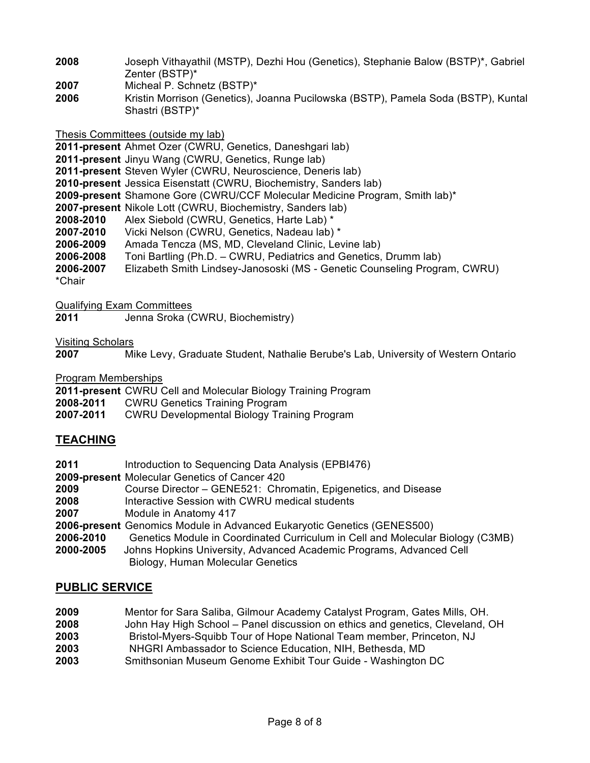**2008** Joseph Vithayathil (MSTP), Dezhi Hou (Genetics), Stephanie Balow (BSTP)*, Gabriel Zenter (BSTP)*

**2007** Micheal P. Schnetz (BSTP)*

**2006** Kristin Morrison (Genetics), Joanna Pucilowska (BSTP), Pamela Soda (BSTP), Kuntal Shastri (BSTP)*

<u>Thesis Committees (outside my lab)</u>

**2011-present** Ahmet Ozer (CWRU, Genetics, Daneshgari lab)

**2011-present** Jinyu Wang (CWRU, Genetics, Runge lab)

**2011-present** Steven Wyler (CWRU, Neuroscience, Deneris lab)

**2010-present** Jessica Eisenstatt (CWRU, Biochemistry, Sanders lab)

**2009-present** Shamone Gore (CWRU/CCF Molecular Medicine Program, Smith lab)*

**2007-present** Nikole Lott (CWRU, Biochemistry, Sanders lab)

**2008-2010** Alex Siebold (CWRU, Genetics, Harte Lab) *

**2007-2010** Vicki Nelson (CWRU, Genetics, Nadeau lab) *

**2006-2009** Amada Tencza (MS, MD, Cleveland Clinic, Levine lab)

**2006-2008** Toni Bartling (Ph.D. – CWRU, Pediatrics and Genetics, Drumm lab)

**2006-2007** Elizabeth Smith Lindsey-Janososki (MS - Genetic Counseling Program, CWRU)

*Chair

<u>Qualifying Exam Committees</u>

**2011** Jenna Sroka (CWRU, Biochemistry)

<u>Visiting Scholars</u>

**2007** Mike Levy, Graduate Student, Nathalie Berube's Lab, University of Western Ontario

<u>Program Memberships</u>

**2011-present** CWRU Cell and Molecular Biology Training Program

**2008-2011** CWRU Genetics Training Program

**2007-2011** CWRU Developmental Biology Training Program

## TEACHING

**2011** Introduction to Sequencing Data Analysis (EPBI476)

**2009-present** Molecular Genetics of Cancer 420

**2009** Course Director – GENE521: Chromatin, Epigenetics, and Disease

**2008** Interactive Session with CWRU medical students

**2007** Module in Anatomy 417

**2006-present** Genomics Module in Advanced Eukaryotic Genetics (GENES500)

**2006-2010** Genetics Module in Coordinated Curriculum in Cell and Molecular Biology (C3MB)

**2000-2005** Johns Hopkins University, Advanced Academic Programs, Advanced Cell Biology, Human Molecular Genetics

## PUBLIC SERVICE

**2009** Mentor for Sara Saliba, Gilmour Academy Catalyst Program, Gates Mills, OH.

**2008** John Hay High School – Panel discussion on ethics and genetics, Cleveland, OH

**2003** Bristol-Myers-Squibb Tour of Hope National Team member, Princeton, NJ

**2003** NHGRI Ambassador to Science Education, NIH, Bethesda, MD

**2003** Smithsonian Museum Genome Exhibit Tour Guide - Washington DC